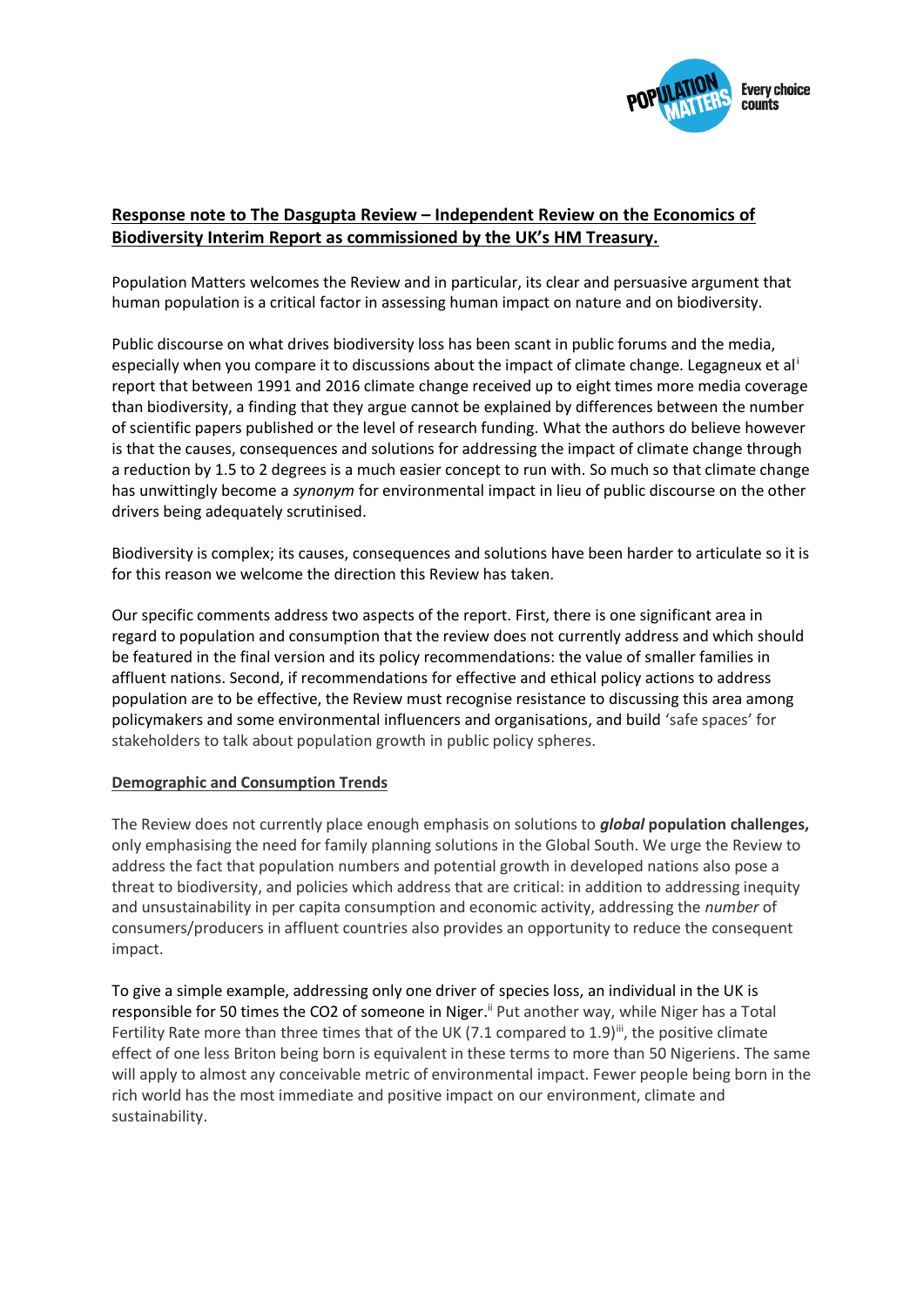**Response note to The Dasgupta Review – Independent Review on the Economics of Biodiversity Interim Report as commissioned by the UK's HM Treasury.**

Population Matters welcomes the Review and in particular, its clear and persuasive argument that human population is a critical factor in assessing human impact on nature and on biodiversity.

Public discourse on what drives biodiversity loss has been scant in public forums and the media, especially when you compare it to discussions about the impact of climate change. Legagneux et al[i] report that between 1991 and 2016 climate change received up to eight times more media coverage than biodiversity, a finding that they argue cannot be explained by differences between the number of scientific papers published or the level of research funding. What the authors do believe however is that the causes, consequences and solutions for addressing the impact of climate change through a reduction by 1.5 to 2 degrees is a much easier concept to run with. So much so that climate change has unwittingly become a *synonym* for environmental impact in lieu of public discourse on the other drivers being adequately scrutinised.

Biodiversity is complex; its causes, consequences and solutions have been harder to articulate so it is for this reason we welcome the direction this Review has taken.

Our specific comments address two aspects of the report. First, there is one significant area in regard to population and consumption that the review does not currently address and which should be featured in the final version and its policy recommendations: the value of smaller families in affluent nations. Second, if recommendations for effective and ethical policy actions to address population are to be effective, the Review must recognise resistance to discussing this area among policymakers and some environmental influencers and organisations, and build 'safe spaces' for stakeholders to talk about population growth in public policy spheres.

**Demographic and Consumption Trends**

The Review does not currently place enough emphasis on solutions to ***global*** **population challenges,** only emphasising the need for family planning solutions in the Global South. We urge the Review to address the fact that population numbers and potential growth in developed nations also pose a threat to biodiversity, and policies which address that are critical: in addition to addressing inequity and unsustainability in per capita consumption and economic activity, addressing the *number* of consumers/producers in affluent countries also provides an opportunity to reduce the consequent impact.

To give a simple example, addressing only one driver of species loss, an individual in the UK is responsible for 50 times the CO2 of someone in Niger.[ii] Put another way, while Niger has a Total Fertility Rate more than three times that of the UK (7.1 compared to 1.9)[iii], the positive climate effect of one less Briton being born is equivalent in these terms to more than 50 Nigeriens. The same will apply to almost any conceivable metric of environmental impact. Fewer people being born in the rich world has the most immediate and positive impact on our environment, climate and sustainability.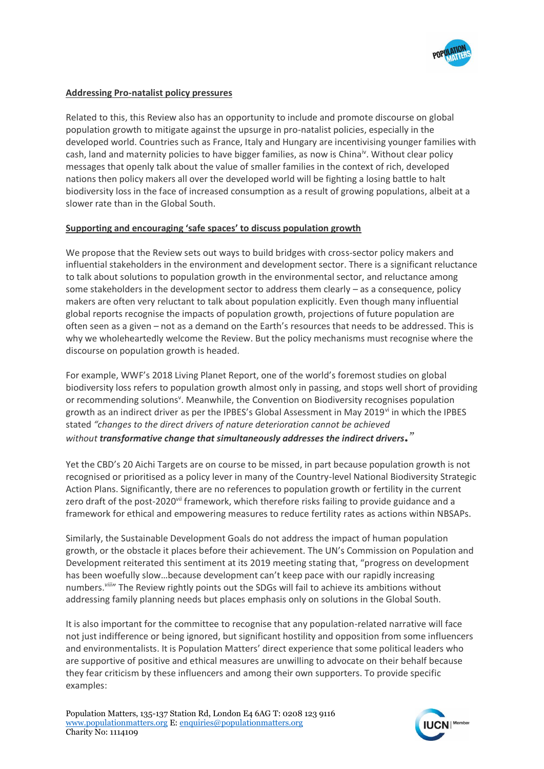**Addressing Pro-natalist policy pressures**

Related to this, this Review also has an opportunity to include and promote discourse on global population growth to mitigate against the upsurge in pro-natalist policies, especially in the developed world. Countries such as France, Italy and Hungary are incentivising younger families with cash, land and maternity policies to have bigger families, as now is China[iv]. Without clear policy messages that openly talk about the value of smaller families in the context of rich, developed nations then policy makers all over the developed world will be fighting a losing battle to halt biodiversity loss in the face of increased consumption as a result of growing populations, albeit at a slower rate than in the Global South.

**Supporting and encouraging 'safe spaces' to discuss population growth**

We propose that the Review sets out ways to build bridges with cross-sector policy makers and influential stakeholders in the environment and development sector. There is a significant reluctance to talk about solutions to population growth in the environmental sector, and reluctance among some stakeholders in the development sector to address them clearly – as a consequence, policy makers are often very reluctant to talk about population explicitly. Even though many influential global reports recognise the impacts of population growth, projections of future population are often seen as a given – not as a demand on the Earth's resources that needs to be addressed. This is why we wholeheartedly welcome the Review. But the policy mechanisms must recognise where the discourse on population growth is headed.

For example, WWF's 2018 Living Planet Report, one of the world's foremost studies on global biodiversity loss refers to population growth almost only in passing, and stops well short of providing or recommending solutions[v]. Meanwhile, the Convention on Biodiversity recognises population growth as an indirect driver as per the IPBES's Global Assessment in May 2019[vi] in which the IPBES stated *"changes to the direct drivers of nature deterioration cannot be achieved without* ***transformative change that simultaneously addresses the indirect drivers.****"*

Yet the CBD's 20 Aichi Targets are on course to be missed, in part because population growth is not recognised or prioritised as a policy lever in many of the Country-level National Biodiversity Strategic Action Plans. Significantly, there are no references to population growth or fertility in the current zero draft of the post-2020[vii] framework, which therefore risks failing to provide guidance and a framework for ethical and empowering measures to reduce fertility rates as actions within NBSAPs.

Similarly, the Sustainable Development Goals do not address the impact of human population growth, or the obstacle it places before their achievement. The UN's Commission on Population and Development reiterated this sentiment at its 2019 meeting stating that, "progress on development has been woefully slow…because development can't keep pace with our rapidly increasing numbers.[viii]" The Review rightly points out the SDGs will fail to achieve its ambitions without addressing family planning needs but places emphasis only on solutions in the Global South.

It is also important for the committee to recognise that any population-related narrative will face not just indifference or being ignored, but significant hostility and opposition from some influencers and environmentalists. It is Population Matters' direct experience that some political leaders who are supportive of positive and ethical measures are unwilling to advocate on their behalf because they fear criticism by these influencers and among their own supporters. To provide specific examples: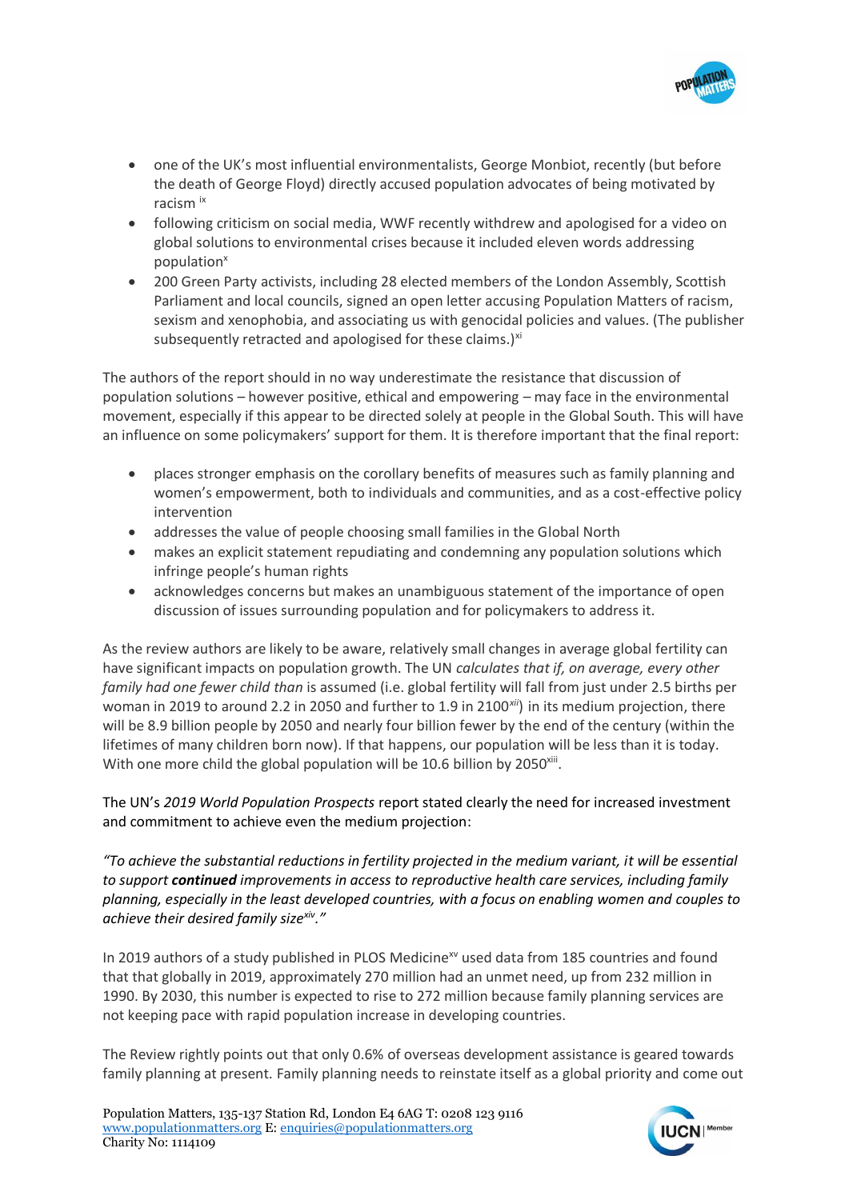- one of the UK's most influential environmentalists, George Monbiot, recently (but before the death of George Floyd) directly accused population advocates of being motivated by racism [ix]
- following criticism on social media, WWF recently withdrew and apologised for a video on global solutions to environmental crises because it included eleven words addressing population[x]
- 200 Green Party activists, including 28 elected members of the London Assembly, Scottish Parliament and local councils, signed an open letter accusing Population Matters of racism, sexism and xenophobia, and associating us with genocidal policies and values. (The publisher subsequently retracted and apologised for these claims.)[xi]

The authors of the report should in no way underestimate the resistance that discussion of population solutions – however positive, ethical and empowering – may face in the environmental movement, especially if this appear to be directed solely at people in the Global South. This will have an influence on some policymakers' support for them. It is therefore important that the final report:

- places stronger emphasis on the corollary benefits of measures such as family planning and women's empowerment, both to individuals and communities, and as a cost-effective policy intervention
- addresses the value of people choosing small families in the Global North
- makes an explicit statement repudiating and condemning any population solutions which infringe people's human rights
- acknowledges concerns but makes an unambiguous statement of the importance of open discussion of issues surrounding population and for policymakers to address it.

As the review authors are likely to be aware, relatively small changes in average global fertility can have significant impacts on population growth. The UN *calculates that if, on average, every other family had one fewer child than* is assumed (i.e. global fertility will fall from just under 2.5 births per woman in 2019 to around 2.2 in 2050 and further to 1.9 in 2100[xii]) in its medium projection, there will be 8.9 billion people by 2050 and nearly four billion fewer by the end of the century (within the lifetimes of many children born now). If that happens, our population will be less than it is today. With one more child the global population will be 10.6 billion by 2050[xiii].

The UN's *2019 World Population Prospects* report stated clearly the need for increased investment and commitment to achieve even the medium projection:

*"To achieve the substantial reductions in fertility projected in the medium variant, it will be essential to support* ***continued*** *improvements in access to reproductive health care services, including family planning, especially in the least developed countries, with a focus on enabling women and couples to achieve their desired family size[xiv]."*

In 2019 authors of a study published in PLOS Medicine[xv] used data from 185 countries and found that that globally in 2019, approximately 270 million had an unmet need, up from 232 million in 1990. By 2030, this number is expected to rise to 272 million because family planning services are not keeping pace with rapid population increase in developing countries.

The Review rightly points out that only 0.6% of overseas development assistance is geared towards family planning at present. Family planning needs to reinstate itself as a global priority and come out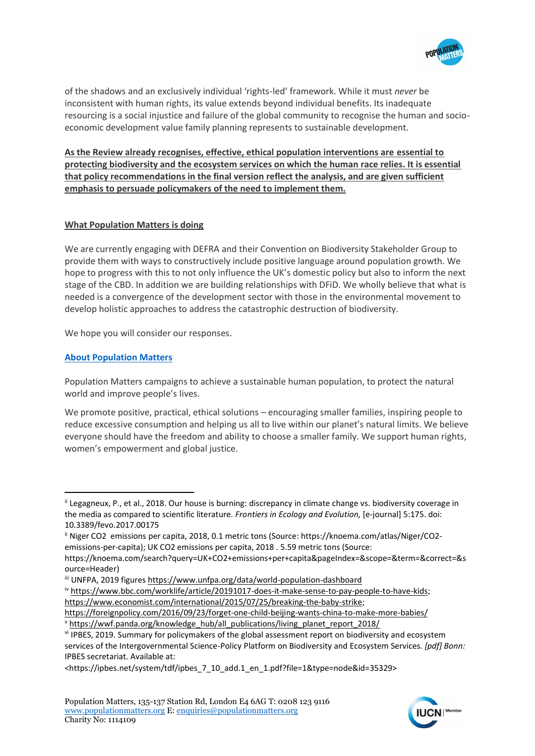of the shadows and an exclusively individual 'rights-led' framework. While it must *never* be inconsistent with human rights, its value extends beyond individual benefits. Its inadequate resourcing is a social injustice and failure of the global community to recognise the human and socio-economic development value family planning represents to sustainable development.

**As the Review already recognises, effective, ethical population interventions are essential to protecting biodiversity and the ecosystem services on which the human race relies. It is essential that policy recommendations in the final version reflect the analysis, and are given sufficient emphasis to persuade policymakers of the need to implement them.**

**What Population Matters is doing**

We are currently engaging with DEFRA and their Convention on Biodiversity Stakeholder Group to provide them with ways to constructively include positive language around population growth. We hope to progress with this to not only influence the UK's domestic policy but also to inform the next stage of the CBD. In addition we are building relationships with DFiD. We wholly believe that what is needed is a convergence of the development sector with those in the environmental movement to develop holistic approaches to address the catastrophic destruction of biodiversity.

We hope you will consider our responses.

**About Population Matters**

Population Matters campaigns to achieve a sustainable human population, to protect the natural world and improve people's lives.

We promote positive, practical, ethical solutions – encouraging smaller families, inspiring people to reduce excessive consumption and helping us all to live within our planet's natural limits. We believe everyone should have the freedom and ability to choose a smaller family. We support human rights, women's empowerment and global justice.

---

[ii] Legagneux, P., et al., 2018. Our house is burning: discrepancy in climate change vs. biodiversity coverage in the media as compared to scientific literature. *Frontiers in Ecology and Evolution,* [e-journal] 5:175. doi: 10.3389/fevo.2017.00175

[ii] Niger CO2 emissions per capita, 2018, 0.1 metric tons (Source: https://knoema.com/atlas/Niger/CO2-emissions-per-capita); UK CO2 emissions per capita, 2018 . 5.59 metric tons (Source: https://knoema.com/search?query=UK+CO2+emissions+per+capita&pageIndex=&scope=&term=&correct=&source=Header)

[iii] UNFPA, 2019 figures https://www.unfpa.org/data/world-population-dashboard

[iv] https://www.bbc.com/worklife/article/20191017-does-it-make-sense-to-pay-people-to-have-kids; https://www.economist.com/international/2015/07/25/breaking-the-baby-strike; https://foreignpolicy.com/2016/09/23/forget-one-child-beijing-wants-china-to-make-more-babies/

[v] https://wwf.panda.org/knowledge_hub/all_publications/living_planet_report_2018/

[vi] IPBES, 2019. Summary for policymakers of the global assessment report on biodiversity and ecosystem services of the Intergovernmental Science-Policy Platform on Biodiversity and Ecosystem Services. *[pdf] Bonn:* IPBES secretariat. Available at: <https://ipbes.net/system/tdf/ipbes_7_10_add.1_en_1.pdf?file=1&type=node&id=35329>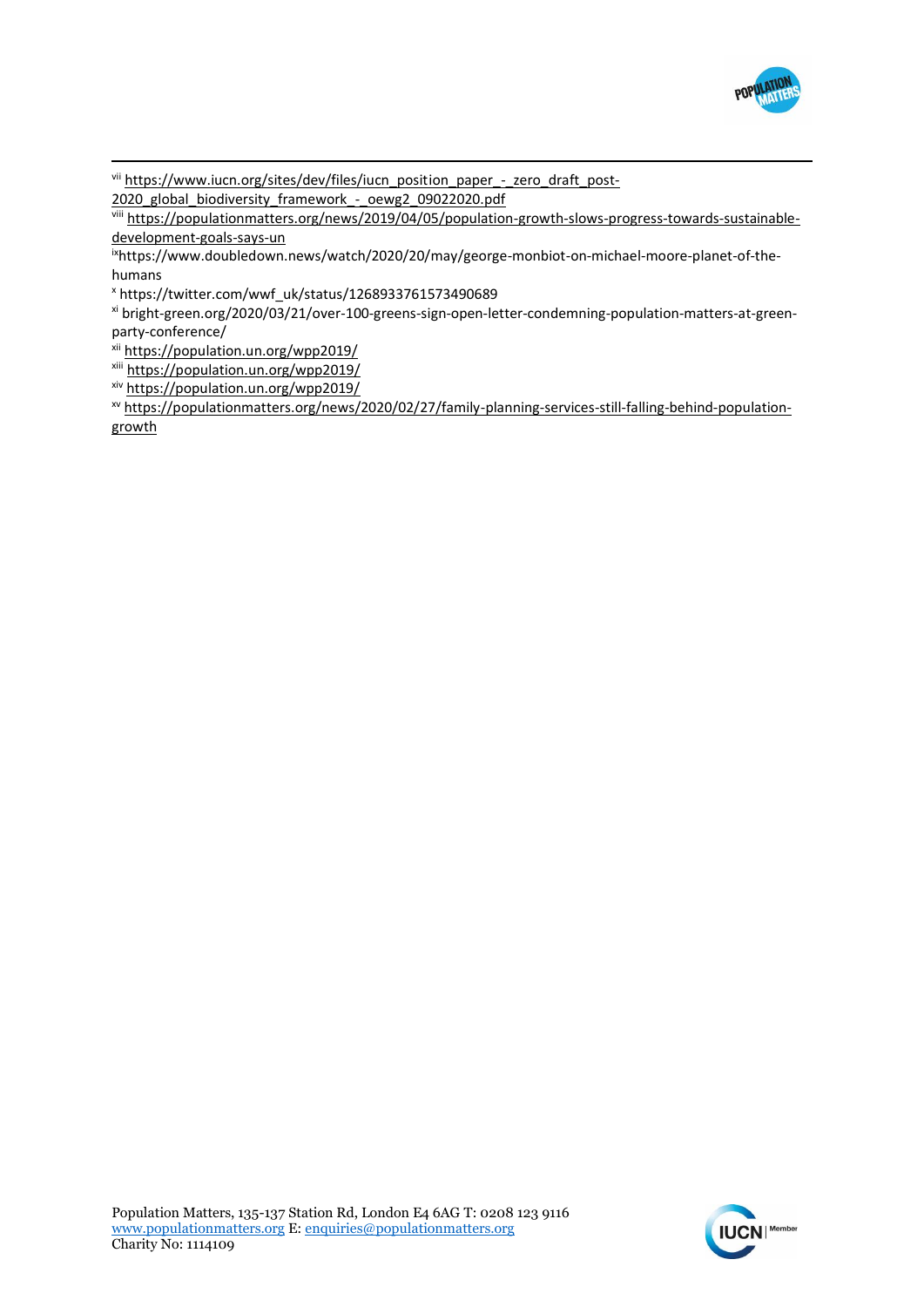[vii] https://www.iucn.org/sites/dev/files/iucn_position_paper_-_zero_draft_post-2020_global_biodiversity_framework_-_oewg2_09022020.pdf

[viii] https://populationmatters.org/news/2019/04/05/population-growth-slows-progress-towards-sustainable-development-goals-says-un

[ix]https://www.doubledown.news/watch/2020/20/may/george-monbiot-on-michael-moore-planet-of-the-humans

[x] https://twitter.com/wwf_uk/status/1268933761573490689

[xi] bright-green.org/2020/03/21/over-100-greens-sign-open-letter-condemning-population-matters-at-green-party-conference/

[xii] https://population.un.org/wpp2019/

[xiii] https://population.un.org/wpp2019/

[xiv] https://population.un.org/wpp2019/

[xv] https://populationmatters.org/news/2020/02/27/family-planning-services-still-falling-behind-population-growth

Population Matters, 135-137 Station Rd, London E4 6AG T: 0208 123 9116
www.populationmatters.org E: enquiries@populationmatters.org
Charity No: 1114109